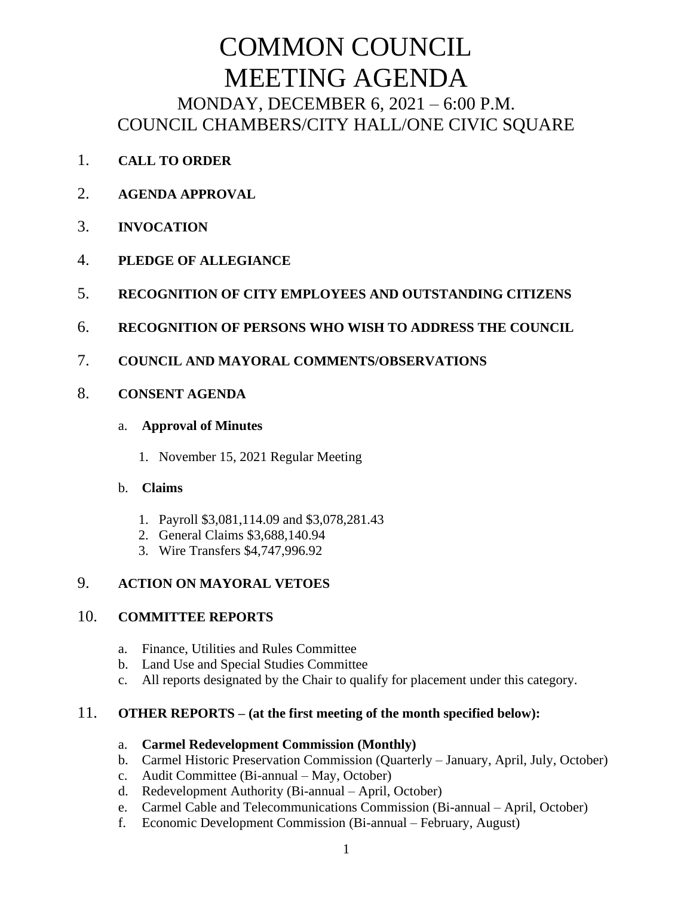# COMMON COUNCIL MEETING AGENDA

## MONDAY, DECEMBER 6, 2021 – 6:00 P.M.
## COUNCIL CHAMBERS/CITY HALL/ONE CIVIC SQUARE

1. **CALL TO ORDER**

2. **AGENDA APPROVAL**

3. **INVOCATION**

4. **PLEDGE OF ALLEGIANCE**

5. **RECOGNITION OF CITY EMPLOYEES AND OUTSTANDING CITIZENS**

6. **RECOGNITION OF PERSONS WHO WISH TO ADDRESS THE COUNCIL**

7. **COUNCIL AND MAYORAL COMMENTS/OBSERVATIONS**

8. **CONSENT AGENDA**

   a. **Approval of Minutes**

      1. November 15, 2021 Regular Meeting

   b. **Claims**

      1. Payroll $3,081,114.09 and $3,078,281.43
      2. General Claims $3,688,140.94
      3. Wire Transfers $4,747,996.92

9. **ACTION ON MAYORAL VETOES**

10. **COMMITTEE REPORTS**

    a. Finance, Utilities and Rules Committee
    b. Land Use and Special Studies Committee
    c. All reports designated by the Chair to qualify for placement under this category.

11. **OTHER REPORTS – (at the first meeting of the month specified below):**

    a. **Carmel Redevelopment Commission (Monthly)**
    b. Carmel Historic Preservation Commission (Quarterly – January, April, July, October)
    c. Audit Committee (Bi-annual – May, October)
    d. Redevelopment Authority (Bi-annual – April, October)
    e. Carmel Cable and Telecommunications Commission (Bi-annual – April, October)
    f. Economic Development Commission (Bi-annual – February, August)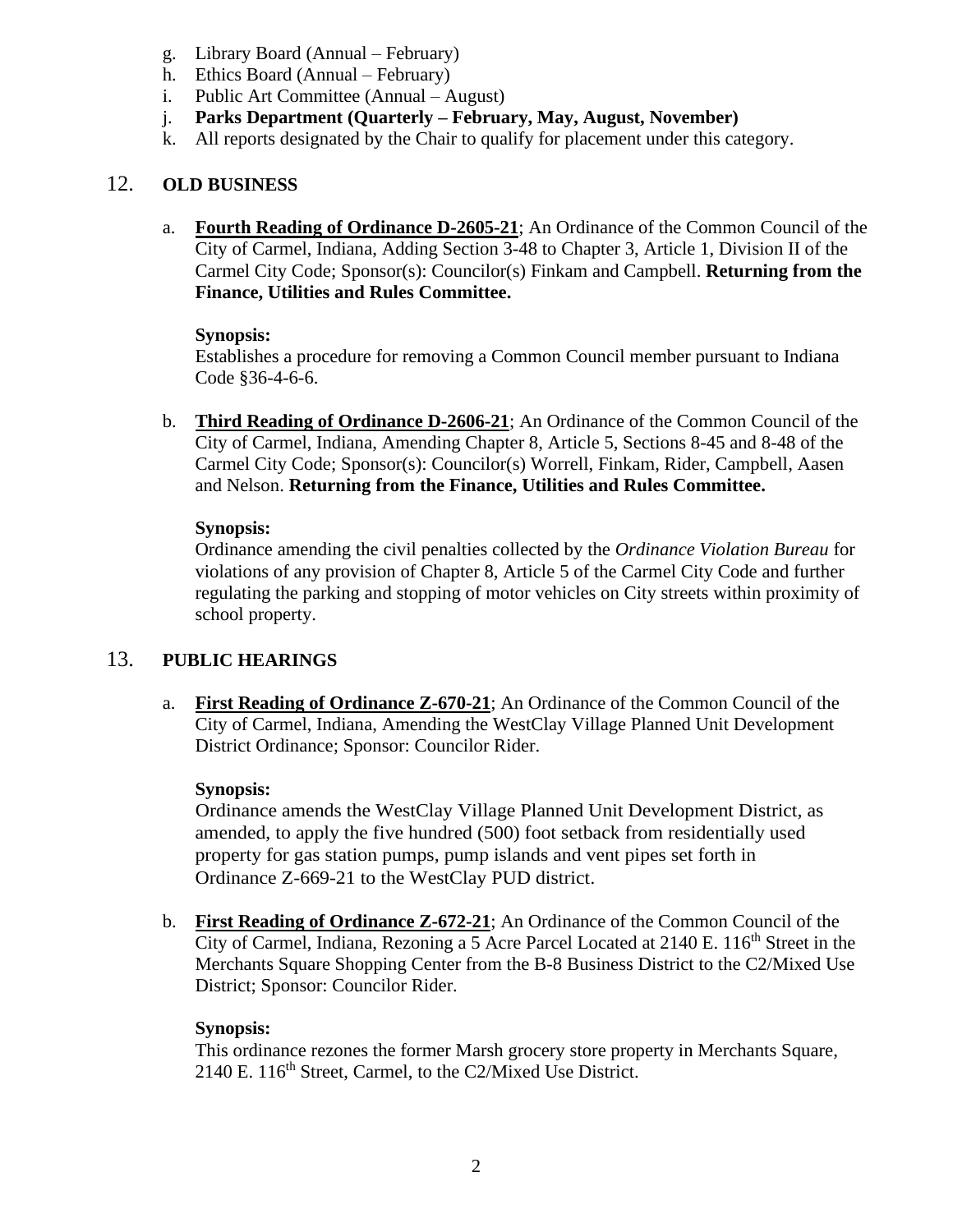g. Library Board (Annual – February)
h. Ethics Board (Annual – February)
i. Public Art Committee (Annual – August)
j. **Parks Department (Quarterly – February, May, August, November)**
k. All reports designated by the Chair to qualify for placement under this category.

## 12. OLD BUSINESS

a. **Fourth Reading of Ordinance D-2605-21**; An Ordinance of the Common Council of the City of Carmel, Indiana, Adding Section 3-48 to Chapter 3, Article 1, Division II of the Carmel City Code; Sponsor(s): Councilor(s) Finkam and Campbell. **Returning from the Finance, Utilities and Rules Committee.**

**Synopsis:**
Establishes a procedure for removing a Common Council member pursuant to Indiana Code §36-4-6-6.

b. **Third Reading of Ordinance D-2606-21**; An Ordinance of the Common Council of the City of Carmel, Indiana, Amending Chapter 8, Article 5, Sections 8-45 and 8-48 of the Carmel City Code; Sponsor(s): Councilor(s) Worrell, Finkam, Rider, Campbell, Aasen and Nelson. **Returning from the Finance, Utilities and Rules Committee.**

**Synopsis:**
Ordinance amending the civil penalties collected by the *Ordinance Violation Bureau* for violations of any provision of Chapter 8, Article 5 of the Carmel City Code and further regulating the parking and stopping of motor vehicles on City streets within proximity of school property.

## 13. PUBLIC HEARINGS

a. **First Reading of Ordinance Z-670-21**; An Ordinance of the Common Council of the City of Carmel, Indiana, Amending the WestClay Village Planned Unit Development District Ordinance; Sponsor: Councilor Rider.

**Synopsis:**
Ordinance amends the WestClay Village Planned Unit Development District, as amended, to apply the five hundred (500) foot setback from residentially used property for gas station pumps, pump islands and vent pipes set forth in Ordinance Z-669-21 to the WestClay PUD district.

b. **First Reading of Ordinance Z-672-21**; An Ordinance of the Common Council of the City of Carmel, Indiana, Rezoning a 5 Acre Parcel Located at 2140 E. 116th Street in the Merchants Square Shopping Center from the B-8 Business District to the C2/Mixed Use District; Sponsor: Councilor Rider.

**Synopsis:**
This ordinance rezones the former Marsh grocery store property in Merchants Square, 2140 E. 116th Street, Carmel, to the C2/Mixed Use District.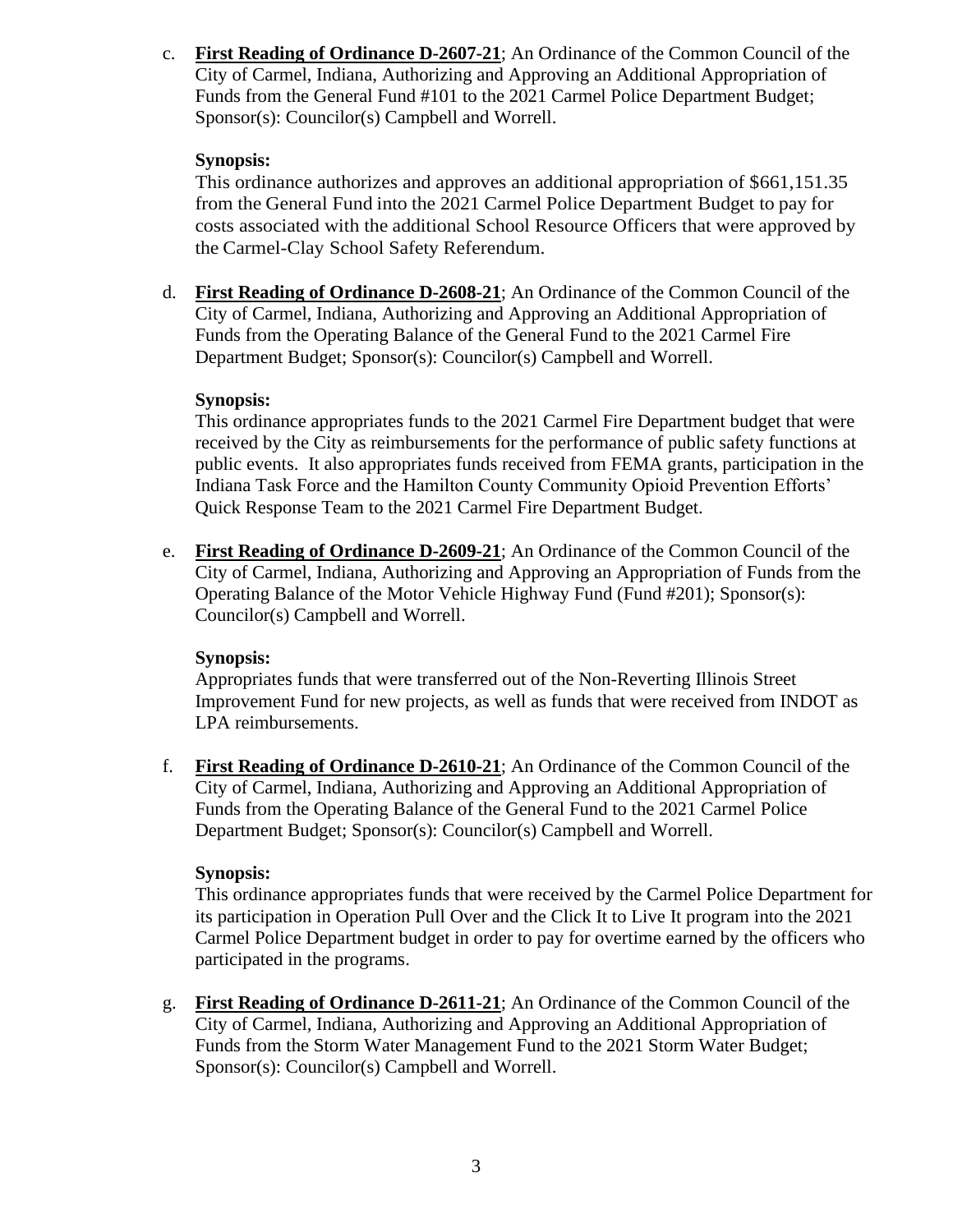c. **First Reading of Ordinance D-2607-21**; An Ordinance of the Common Council of the City of Carmel, Indiana, Authorizing and Approving an Additional Appropriation of Funds from the General Fund #101 to the 2021 Carmel Police Department Budget; Sponsor(s): Councilor(s) Campbell and Worrell.

**Synopsis:**
This ordinance authorizes and approves an additional appropriation of $661,151.35 from the General Fund into the 2021 Carmel Police Department Budget to pay for costs associated with the additional School Resource Officers that were approved by the Carmel-Clay School Safety Referendum.

d. **First Reading of Ordinance D-2608-21**; An Ordinance of the Common Council of the City of Carmel, Indiana, Authorizing and Approving an Additional Appropriation of Funds from the Operating Balance of the General Fund to the 2021 Carmel Fire Department Budget; Sponsor(s): Councilor(s) Campbell and Worrell.

**Synopsis:**
This ordinance appropriates funds to the 2021 Carmel Fire Department budget that were received by the City as reimbursements for the performance of public safety functions at public events. It also appropriates funds received from FEMA grants, participation in the Indiana Task Force and the Hamilton County Community Opioid Prevention Efforts' Quick Response Team to the 2021 Carmel Fire Department Budget.

e. **First Reading of Ordinance D-2609-21**; An Ordinance of the Common Council of the City of Carmel, Indiana, Authorizing and Approving an Appropriation of Funds from the Operating Balance of the Motor Vehicle Highway Fund (Fund #201); Sponsor(s): Councilor(s) Campbell and Worrell.

**Synopsis:**
Appropriates funds that were transferred out of the Non-Reverting Illinois Street Improvement Fund for new projects, as well as funds that were received from INDOT as LPA reimbursements.

f. **First Reading of Ordinance D-2610-21**; An Ordinance of the Common Council of the City of Carmel, Indiana, Authorizing and Approving an Additional Appropriation of Funds from the Operating Balance of the General Fund to the 2021 Carmel Police Department Budget; Sponsor(s): Councilor(s) Campbell and Worrell.

**Synopsis:**
This ordinance appropriates funds that were received by the Carmel Police Department for its participation in Operation Pull Over and the Click It to Live It program into the 2021 Carmel Police Department budget in order to pay for overtime earned by the officers who participated in the programs.

g. **First Reading of Ordinance D-2611-21**; An Ordinance of the Common Council of the City of Carmel, Indiana, Authorizing and Approving an Additional Appropriation of Funds from the Storm Water Management Fund to the 2021 Storm Water Budget; Sponsor(s): Councilor(s) Campbell and Worrell.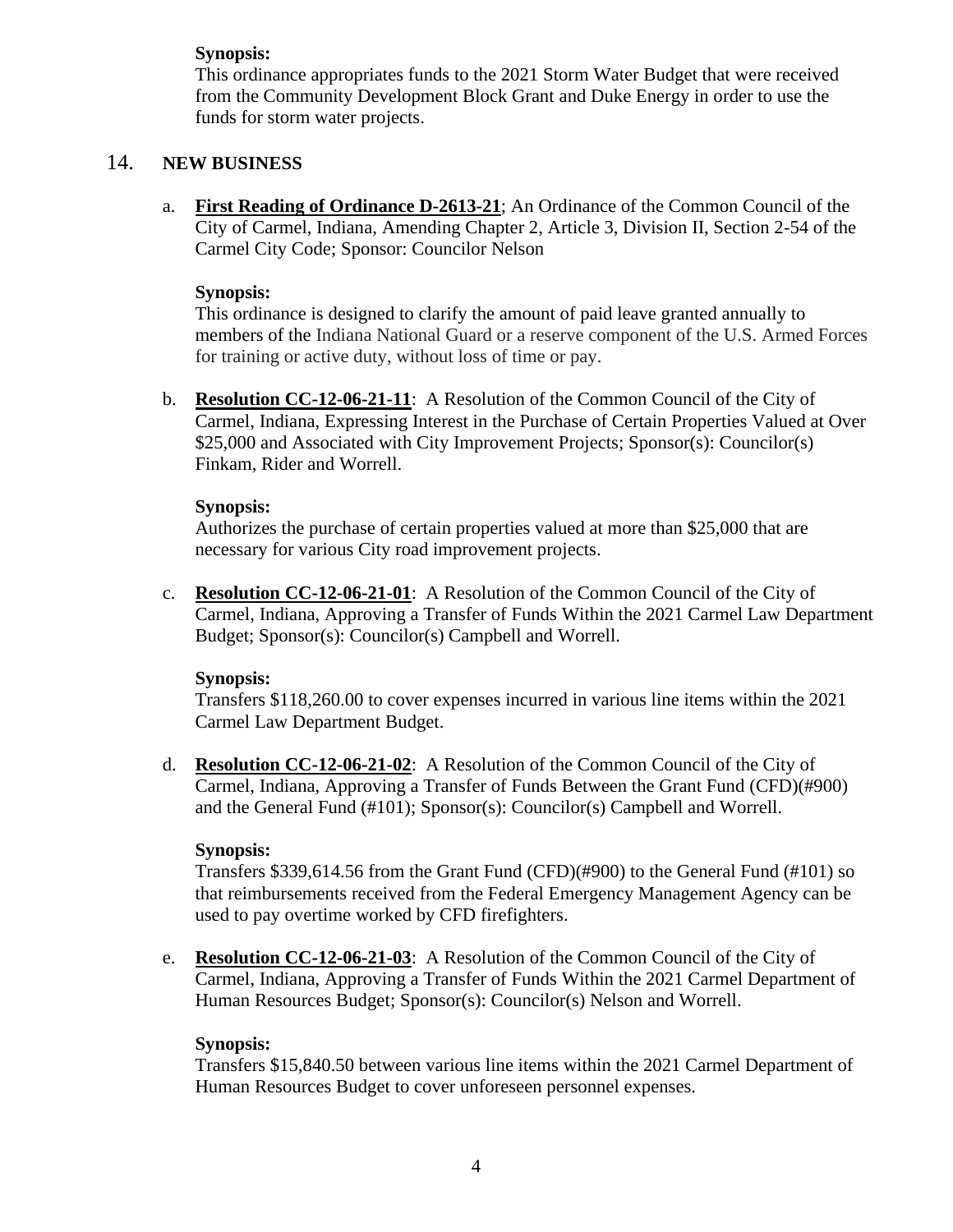**Synopsis:**
This ordinance appropriates funds to the 2021 Storm Water Budget that were received from the Community Development Block Grant and Duke Energy in order to use the funds for storm water projects.

## 14. NEW BUSINESS

a. **First Reading of Ordinance D-2613-21**; An Ordinance of the Common Council of the City of Carmel, Indiana, Amending Chapter 2, Article 3, Division II, Section 2-54 of the Carmel City Code; Sponsor: Councilor Nelson

**Synopsis:**
This ordinance is designed to clarify the amount of paid leave granted annually to members of the Indiana National Guard or a reserve component of the U.S. Armed Forces for training or active duty, without loss of time or pay.

b. **Resolution CC-12-06-21-11**: A Resolution of the Common Council of the City of Carmel, Indiana, Expressing Interest in the Purchase of Certain Properties Valued at Over $25,000 and Associated with City Improvement Projects; Sponsor(s): Councilor(s) Finkam, Rider and Worrell.

**Synopsis:**
Authorizes the purchase of certain properties valued at more than $25,000 that are necessary for various City road improvement projects.

c. **Resolution CC-12-06-21-01**: A Resolution of the Common Council of the City of Carmel, Indiana, Approving a Transfer of Funds Within the 2021 Carmel Law Department Budget; Sponsor(s): Councilor(s) Campbell and Worrell.

**Synopsis:**
Transfers $118,260.00 to cover expenses incurred in various line items within the 2021 Carmel Law Department Budget.

d. **Resolution CC-12-06-21-02**: A Resolution of the Common Council of the City of Carmel, Indiana, Approving a Transfer of Funds Between the Grant Fund (CFD)(#900) and the General Fund (#101); Sponsor(s): Councilor(s) Campbell and Worrell.

**Synopsis:**
Transfers $339,614.56 from the Grant Fund (CFD)(#900) to the General Fund (#101) so that reimbursements received from the Federal Emergency Management Agency can be used to pay overtime worked by CFD firefighters.

e. **Resolution CC-12-06-21-03**: A Resolution of the Common Council of the City of Carmel, Indiana, Approving a Transfer of Funds Within the 2021 Carmel Department of Human Resources Budget; Sponsor(s): Councilor(s) Nelson and Worrell.

**Synopsis:**
Transfers $15,840.50 between various line items within the 2021 Carmel Department of Human Resources Budget to cover unforeseen personnel expenses.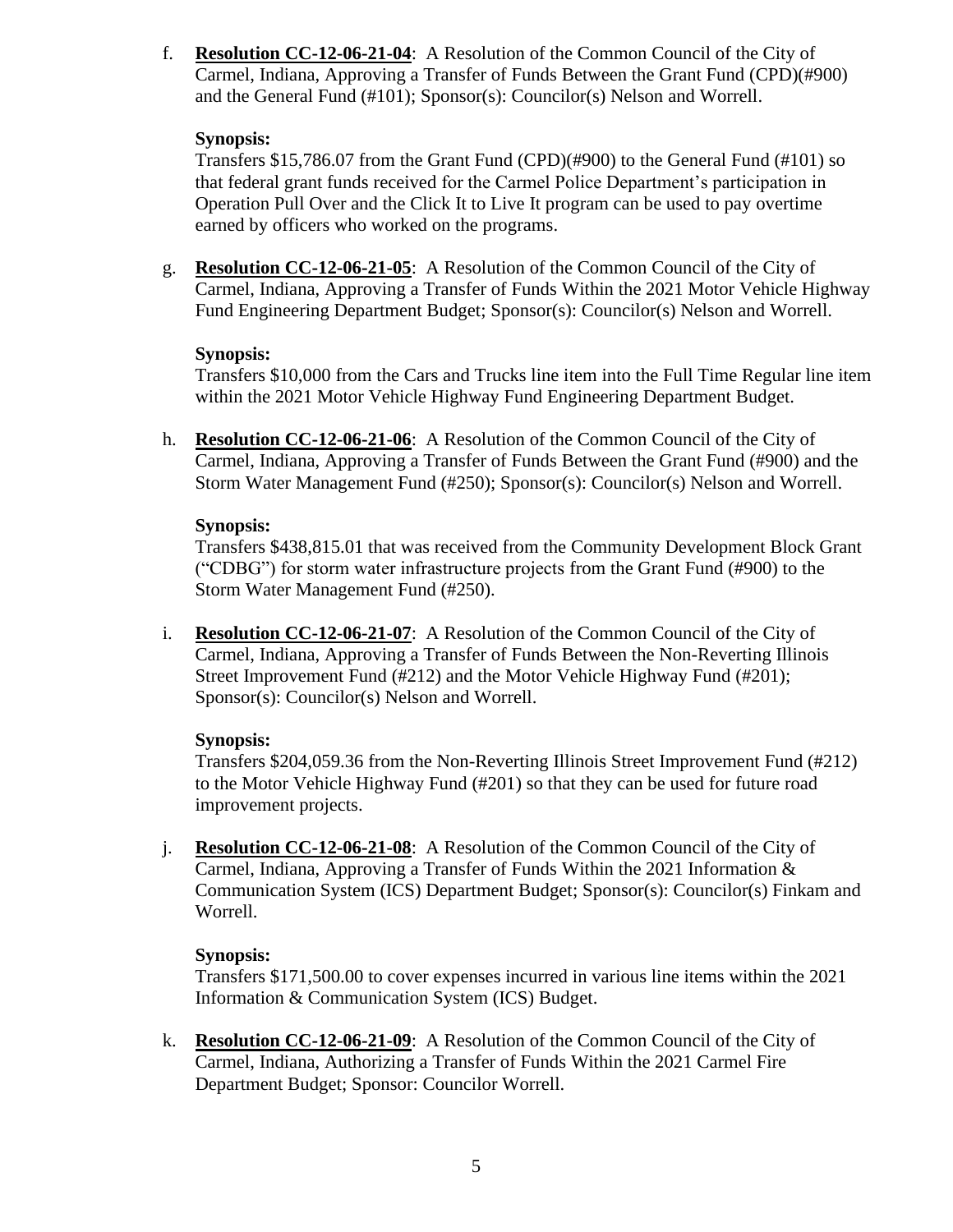f. **Resolution CC-12-06-21-04**: A Resolution of the Common Council of the City of Carmel, Indiana, Approving a Transfer of Funds Between the Grant Fund (CPD)(#900) and the General Fund (#101); Sponsor(s): Councilor(s) Nelson and Worrell.

   **Synopsis:**
   Transfers $15,786.07 from the Grant Fund (CPD)(#900) to the General Fund (#101) so that federal grant funds received for the Carmel Police Department's participation in Operation Pull Over and the Click It to Live It program can be used to pay overtime earned by officers who worked on the programs.

g. **Resolution CC-12-06-21-05**: A Resolution of the Common Council of the City of Carmel, Indiana, Approving a Transfer of Funds Within the 2021 Motor Vehicle Highway Fund Engineering Department Budget; Sponsor(s): Councilor(s) Nelson and Worrell.

   **Synopsis:**
   Transfers $10,000 from the Cars and Trucks line item into the Full Time Regular line item within the 2021 Motor Vehicle Highway Fund Engineering Department Budget.

h. **Resolution CC-12-06-21-06**: A Resolution of the Common Council of the City of Carmel, Indiana, Approving a Transfer of Funds Between the Grant Fund (#900) and the Storm Water Management Fund (#250); Sponsor(s): Councilor(s) Nelson and Worrell.

   **Synopsis:**
   Transfers $438,815.01 that was received from the Community Development Block Grant ("CDBG") for storm water infrastructure projects from the Grant Fund (#900) to the Storm Water Management Fund (#250).

i. **Resolution CC-12-06-21-07**: A Resolution of the Common Council of the City of Carmel, Indiana, Approving a Transfer of Funds Between the Non-Reverting Illinois Street Improvement Fund (#212) and the Motor Vehicle Highway Fund (#201); Sponsor(s): Councilor(s) Nelson and Worrell.

   **Synopsis:**
   Transfers $204,059.36 from the Non-Reverting Illinois Street Improvement Fund (#212) to the Motor Vehicle Highway Fund (#201) so that they can be used for future road improvement projects.

j. **Resolution CC-12-06-21-08**: A Resolution of the Common Council of the City of Carmel, Indiana, Approving a Transfer of Funds Within the 2021 Information & Communication System (ICS) Department Budget; Sponsor(s): Councilor(s) Finkam and Worrell.

   **Synopsis:**
   Transfers $171,500.00 to cover expenses incurred in various line items within the 2021 Information & Communication System (ICS) Budget.

k. **Resolution CC-12-06-21-09**: A Resolution of the Common Council of the City of Carmel, Indiana, Authorizing a Transfer of Funds Within the 2021 Carmel Fire Department Budget; Sponsor: Councilor Worrell.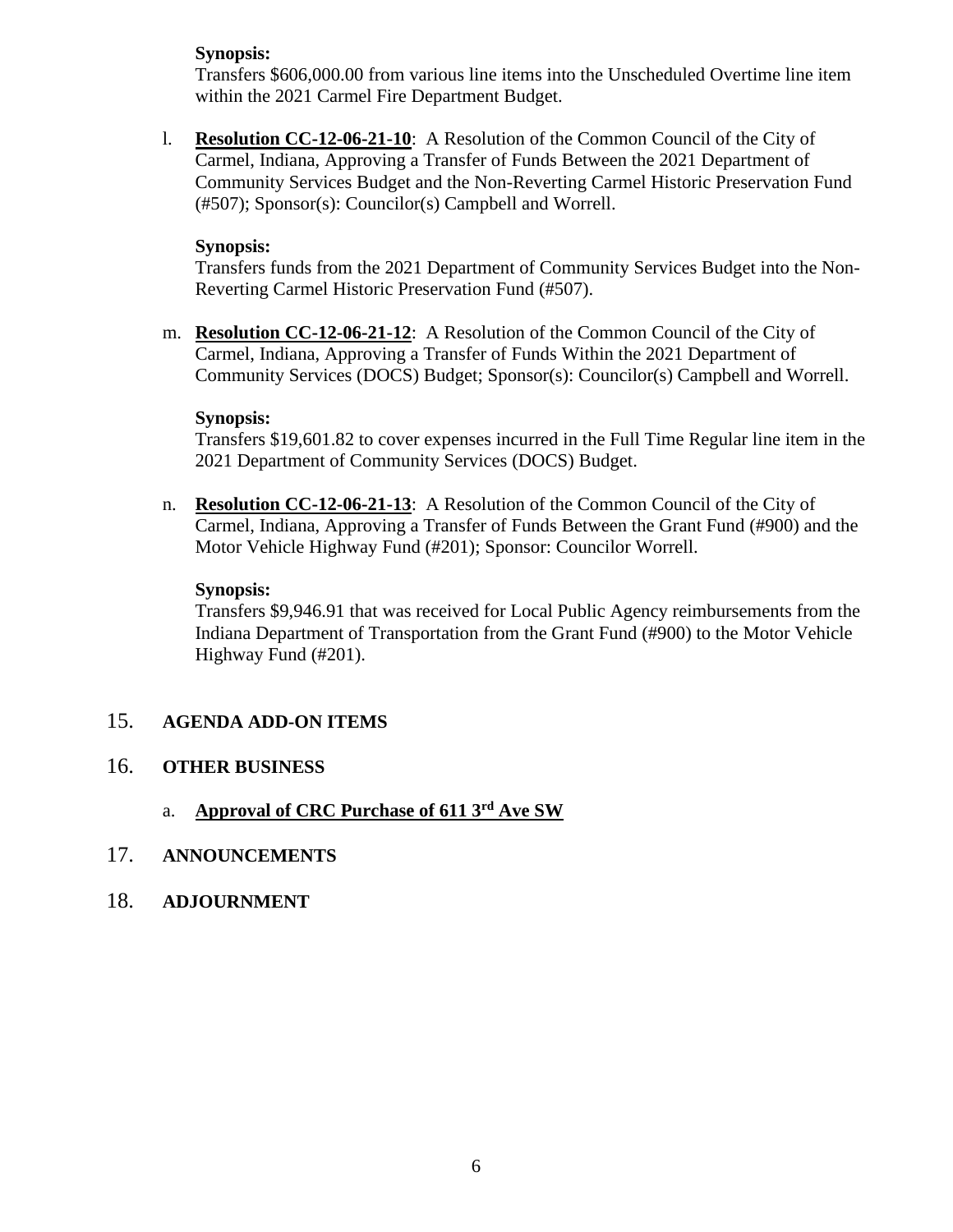**Synopsis:**
Transfers $606,000.00 from various line items into the Unscheduled Overtime line item within the 2021 Carmel Fire Department Budget.

l. **Resolution CC-12-06-21-10**: A Resolution of the Common Council of the City of Carmel, Indiana, Approving a Transfer of Funds Between the 2021 Department of Community Services Budget and the Non-Reverting Carmel Historic Preservation Fund (#507); Sponsor(s): Councilor(s) Campbell and Worrell.

**Synopsis:**
Transfers funds from the 2021 Department of Community Services Budget into the Non-Reverting Carmel Historic Preservation Fund (#507).

m. **Resolution CC-12-06-21-12**: A Resolution of the Common Council of the City of Carmel, Indiana, Approving a Transfer of Funds Within the 2021 Department of Community Services (DOCS) Budget; Sponsor(s): Councilor(s) Campbell and Worrell.

**Synopsis:**
Transfers $19,601.82 to cover expenses incurred in the Full Time Regular line item in the 2021 Department of Community Services (DOCS) Budget.

n. **Resolution CC-12-06-21-13**: A Resolution of the Common Council of the City of Carmel, Indiana, Approving a Transfer of Funds Between the Grant Fund (#900) and the Motor Vehicle Highway Fund (#201); Sponsor: Councilor Worrell.

**Synopsis:**
Transfers $9,946.91 that was received for Local Public Agency reimbursements from the Indiana Department of Transportation from the Grant Fund (#900) to the Motor Vehicle Highway Fund (#201).

15. **AGENDA ADD-ON ITEMS**

16. **OTHER BUSINESS**

    a. **Approval of CRC Purchase of 611 3rd Ave SW**

17. **ANNOUNCEMENTS**

18. **ADJOURNMENT**